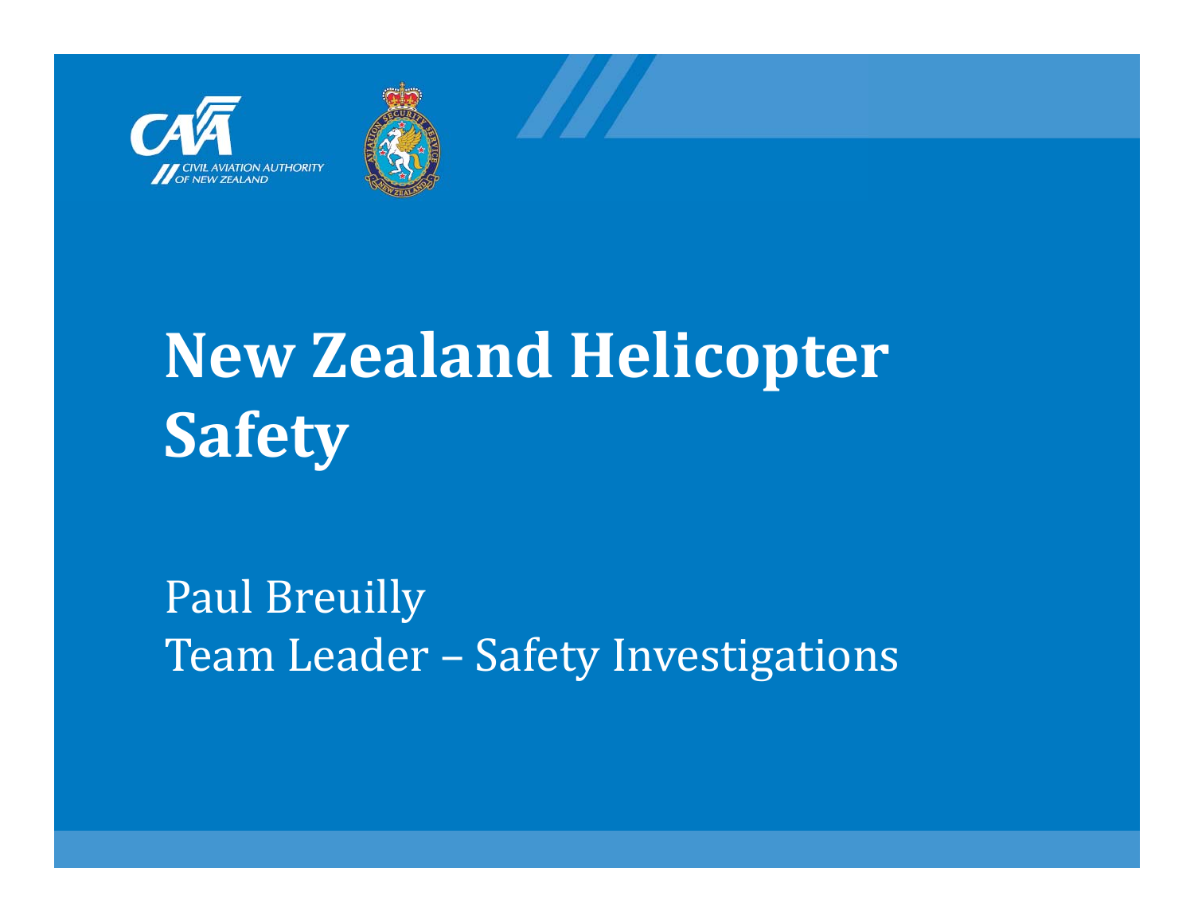# New Zealand Helicopter Safety

Paul Breuilly
Team Leader – Safety Investigations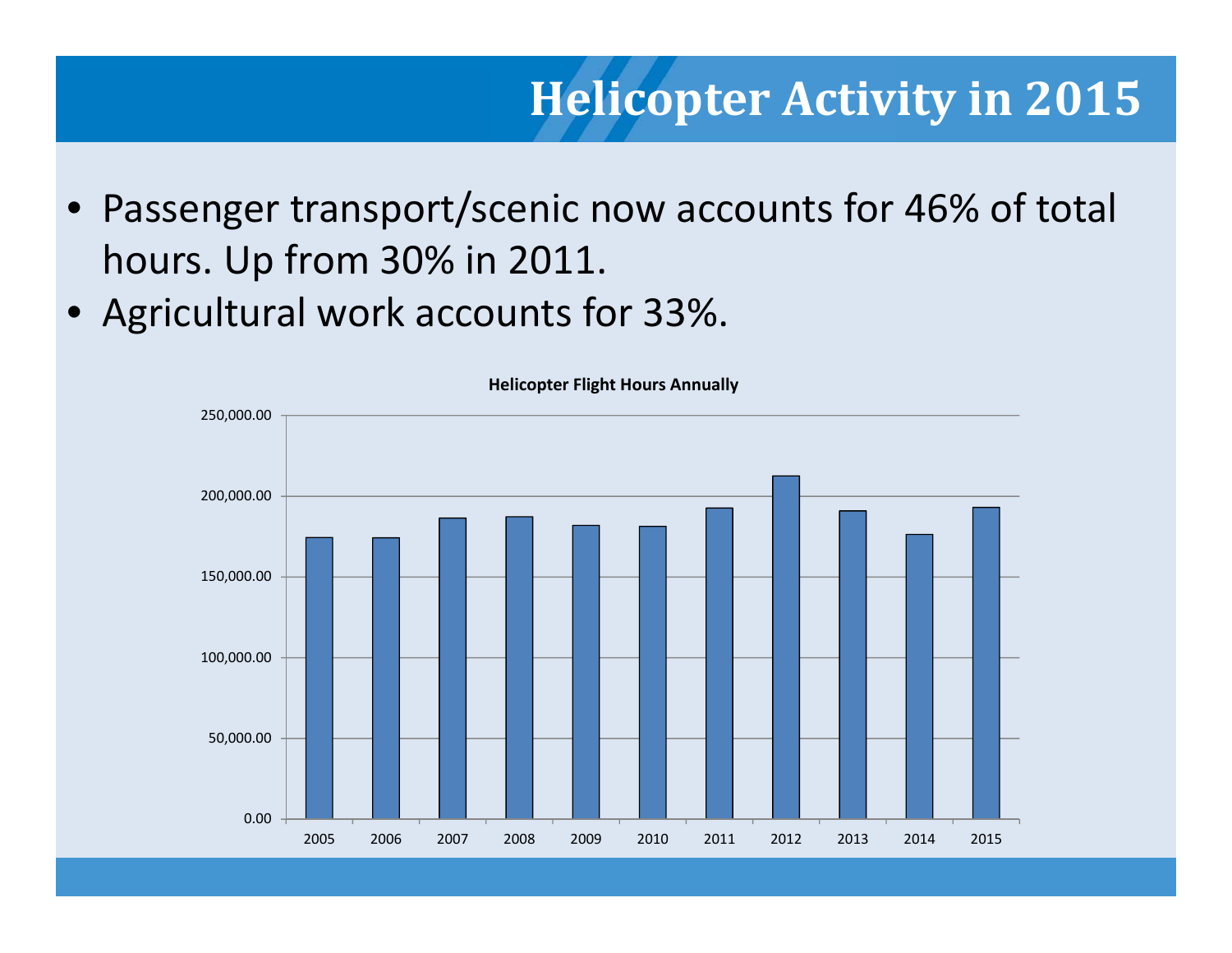# Helicopter Activity in 2015

- Passenger transport/scenic now accounts for 46% of total hours. Up from 30% in 2011.
- Agricultural work accounts for 33%.

**Helicopter Flight Hours Annually**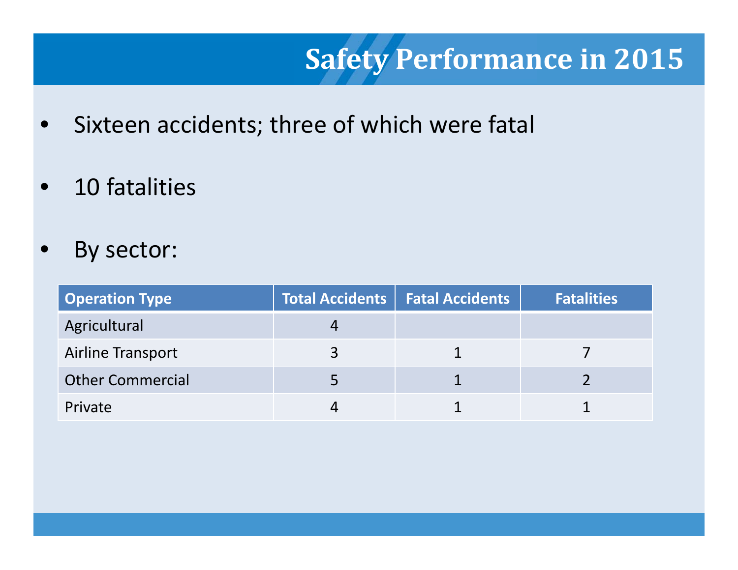# Safety Performance in 2015

- Sixteen accidents; three of which were fatal
- 10 fatalities
- By sector:

| Operation Type | Total Accidents | Fatal Accidents | Fatalities |
|---|---|---|---|
| Agricultural | 4 | | |
| Airline Transport | 3 | 1 | 7 |
| Other Commercial | 5 | 1 | 2 |
| Private | 4 | 1 | 1 |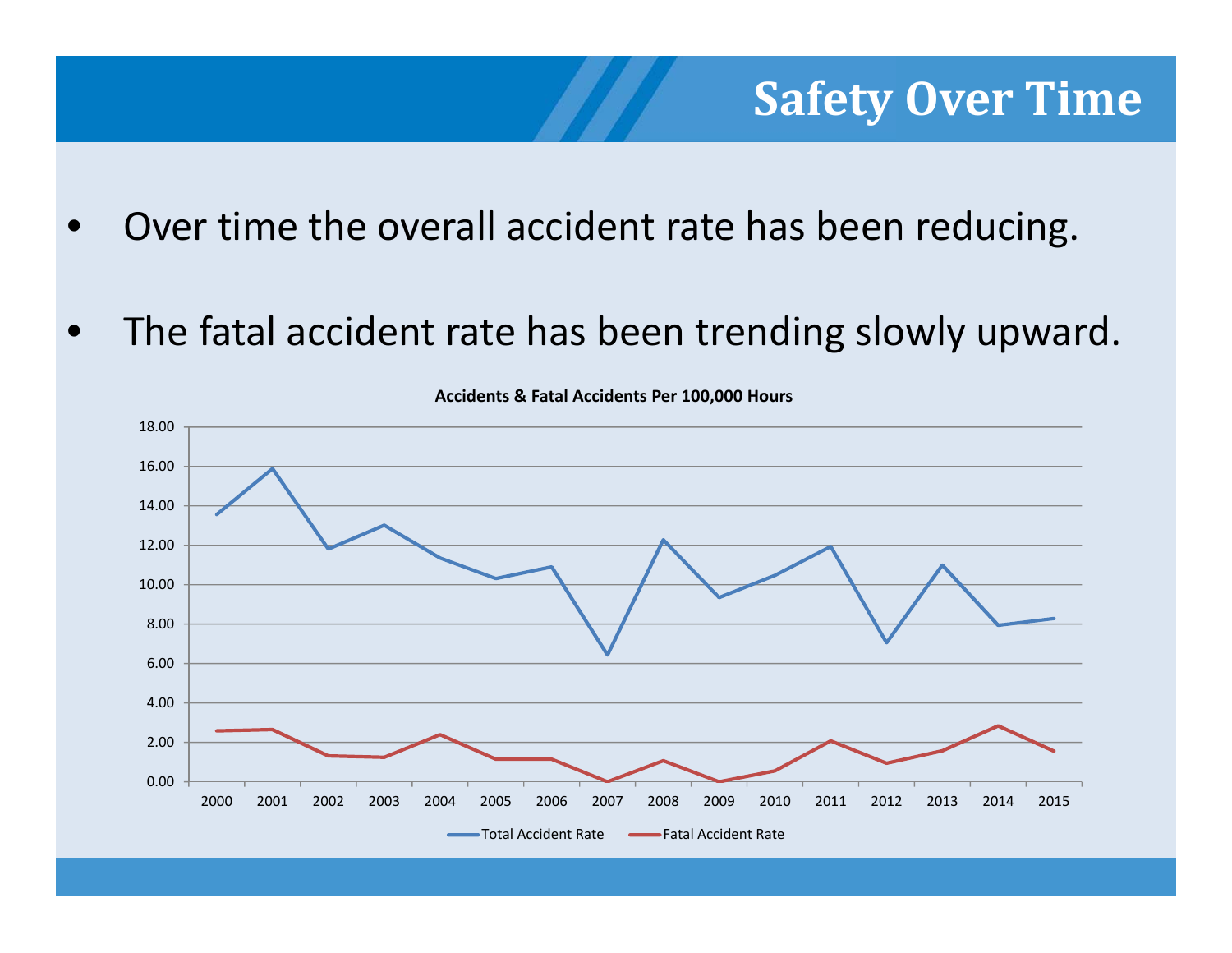# Safety Over Time

- Over time the overall accident rate has been reducing.
- The fatal accident rate has been trending slowly upward.

**Accidents & Fatal Accidents Per 100,000 Hours**

Total Accident Rate — Fatal Accident Rate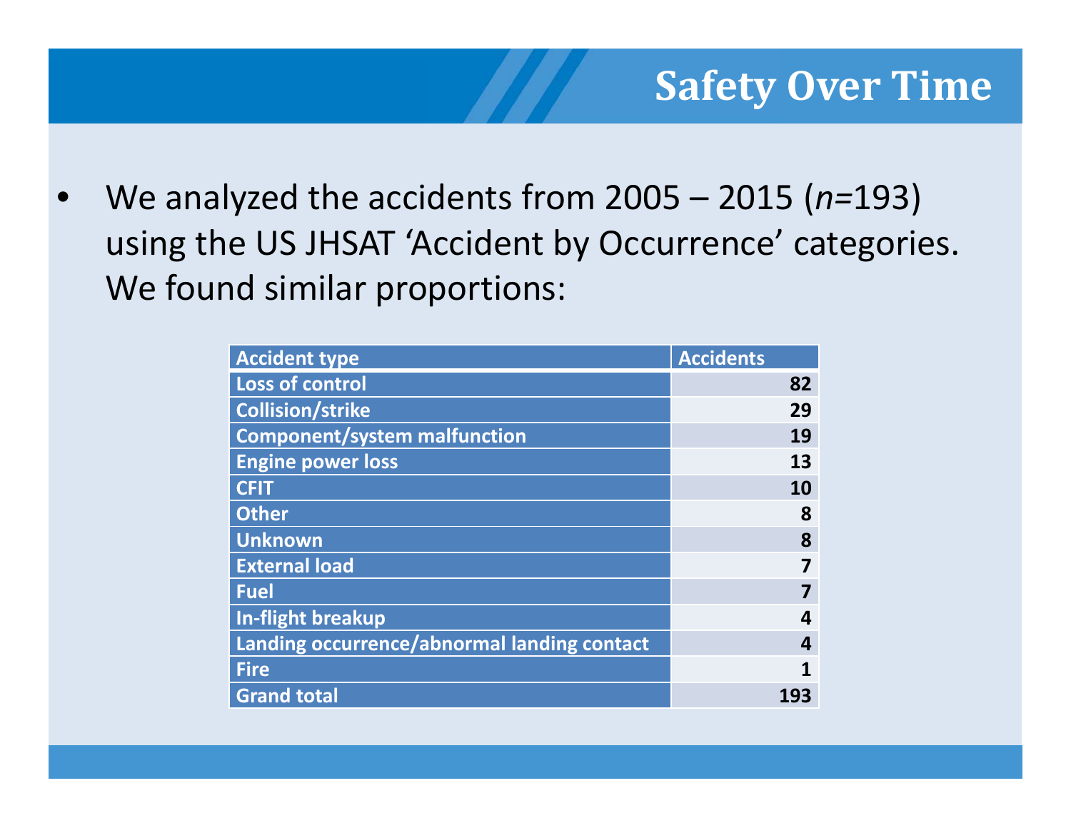# Safety Over Time

- We analyzed the accidents from 2005 – 2015 (*n*=193) using the US JHSAT 'Accident by Occurrence' categories. We found similar proportions:

| Accident type | Accidents |
|---|---|
| Loss of control | 82 |
| Collision/strike | 29 |
| Component/system malfunction | 19 |
| Engine power loss | 13 |
| CFIT | 10 |
| Other | 8 |
| Unknown | 8 |
| External load | 7 |
| Fuel | 7 |
| In-flight breakup | 4 |
| Landing occurrence/abnormal landing contact | 4 |
| Fire | 1 |
| Grand total | 193 |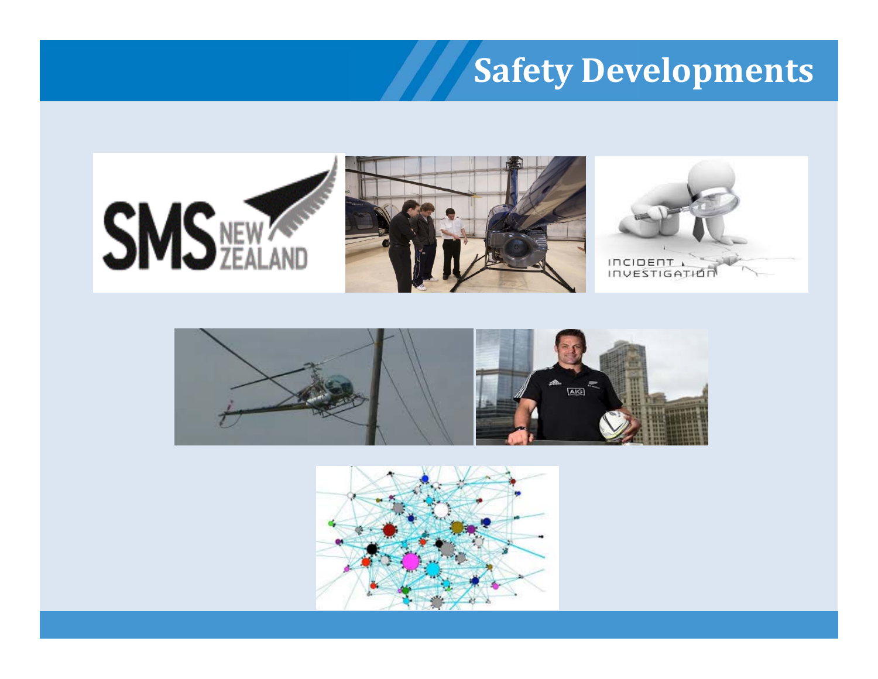# Safety Developments